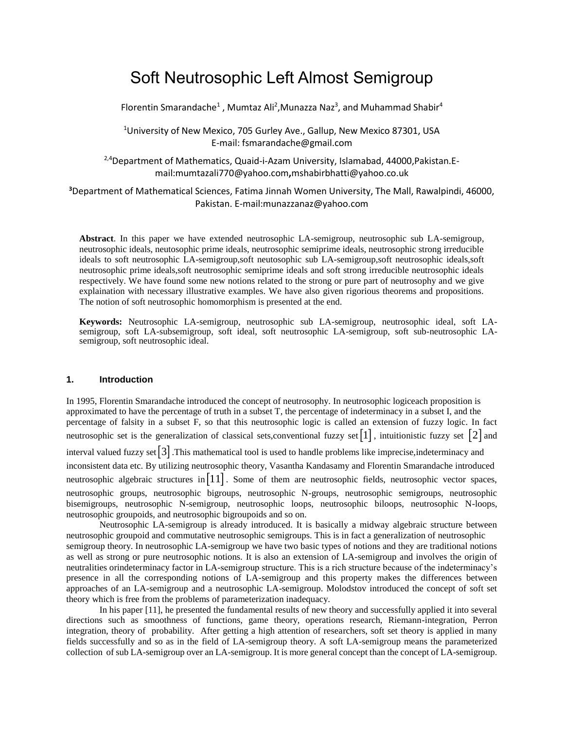# Soft Neutrosophic Left Almost Semigroup

Florentin Smarandache[1] , Mumtaz Ali[2],Munazza Naz[3], and Muhammad Shabir[4]

[1]University of New Mexico, 705 Gurley Ave., Gallup, New Mexico 87301, USA
E-mail: fsmarandache@gmail.com

[2,4]Department of Mathematics, Quaid-i-Azam University, Islamabad, 44000,Pakistan.E-mail:mumtazali770@yahoo.com,mshabirbhatti@yahoo.co.uk

[3]Department of Mathematical Sciences, Fatima Jinnah Women University, The Mall, Rawalpindi, 46000, Pakistan. E-mail:munazzanaz@yahoo.com

**Abstract**. In this paper we have extended neutrosophic LA-semigroup, neutrosophic sub LA-semigroup, neutrosophic ideals, neutosophic prime ideals, neutrosophic semiprime ideals, neutrosophic strong irreducible ideals to soft neutrosophic LA-semigroup,soft neutosophic sub LA-semigroup,soft neutrosophic ideals,soft neutrosophic prime ideals,soft neutrosophic semiprime ideals and soft strong irreducible neutrosophic ideals respectively. We have found some new notions related to the strong or pure part of neutrosophy and we give explaination with necessary illustrative examples. We have also given rigorious theorems and propositions. The notion of soft neutrosophic homomorphism is presented at the end.

**Keywords:** Neutrosophic LA-semigroup, neutrosophic sub LA-semigroup, neutrosophic ideal, soft LA-semigroup, soft LA-subsemigroup, soft ideal, soft neutrosophic LA-semigroup, soft sub-neutrosophic LA-semigroup, soft neutrosophic ideal.

## 1. Introduction

In 1995, Florentin Smarandache introduced the concept of neutrosophy. In neutrosophic logiceach proposition is approximated to have the percentage of truth in a subset T, the percentage of indeterminacy in a subset I, and the percentage of falsity in a subset F, so that this neutrosophic logic is called an extension of fuzzy logic. In fact neutrosophic set is the generalization of classical sets,conventional fuzzy set $[1]$, intuitionistic fuzzy set $[2]$ and interval valued fuzzy set $[3]$.This mathematical tool is used to handle problems like imprecise,indeterminacy and inconsistent data etc. By utilizing neutrosophic theory, Vasantha Kandasamy and Florentin Smarandache introduced neutrosophic algebraic structures in $[11]$. Some of them are neutrosophic fields, neutrosophic vector spaces, neutrosophic groups, neutrosophic bigroups, neutrosophic N-groups, neutrosophic semigroups, neutrosophic bisemigroups, neutrosophic N-semigroup, neutrosophic loops, neutrosophic biloops, neutrosophic N-loops, neutrosophic groupoids, and neutrosophic bigroupoids and so on.

Neutrosophic LA-semigroup is already introduced. It is basically a midway algebraic structure between neutrosophic groupoid and commutative neutrosophic semigroups. This is in fact a generalization of neutrosophic semigroup theory. In neutrosophic LA-semigroup we have two basic types of notions and they are traditional notions as well as strong or pure neutrosophic notions. It is also an extension of LA-semigroup and involves the origin of neutralities orindeterminacy factor in LA-semigroup structure. This is a rich structure because of the indeterminacy's presence in all the corresponding notions of LA-semigroup and this property makes the differences between approaches of an LA-semigroup and a neutrosophic LA-semigroup. Molodstov introduced the concept of soft set theory which is free from the problems of parameterization inadequacy.

In his paper [11], he presented the fundamental results of new theory and successfully applied it into several directions such as smoothness of functions, game theory, operations research, Riemann-integration, Perron integration, theory of probability. After getting a high attention of researchers, soft set theory is applied in many fields successfully and so as in the field of LA-semigroup theory. A soft LA-semigroup means the parameterized collection of sub LA-semigroup over an LA-semigroup. It is more general concept than the concept of LA-semigroup.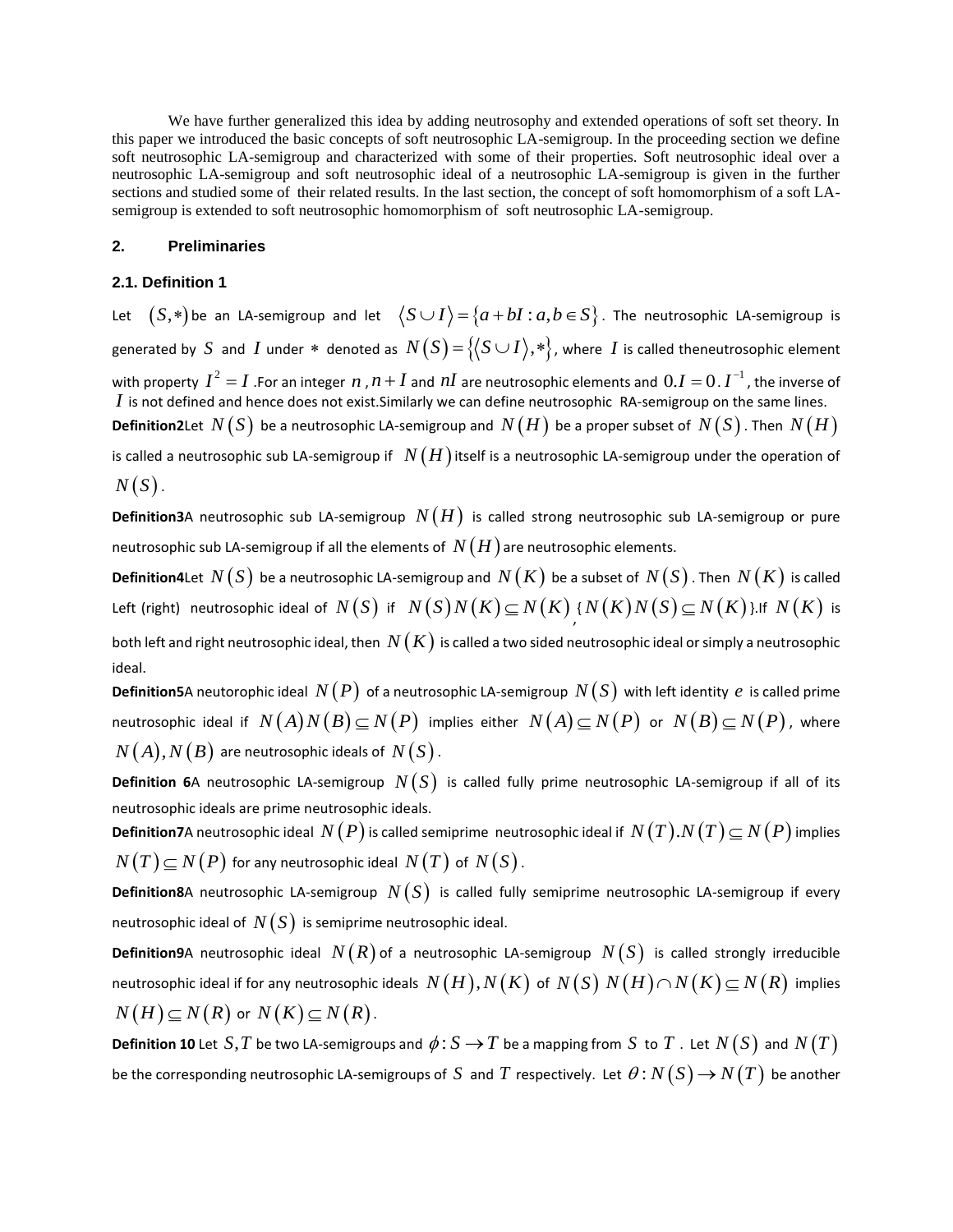We have further generalized this idea by adding neutrosophy and extended operations of soft set theory. In this paper we introduced the basic concepts of soft neutrosophic LA-semigroup. In the proceeding section we define soft neutrosophic LA-semigroup and characterized with some of their properties. Soft neutrosophic ideal over a neutrosophic LA-semigroup and soft neutrosophic ideal of a neutrosophic LA-semigroup is given in the further sections and studied some of their related results. In the last section, the concept of soft homomorphism of a soft LA-semigroup is extended to soft neutrosophic homomorphism of soft neutrosophic LA-semigroup.

## 2. Preliminaries

### 2.1. Definition 1

Let $(S,*)$ be an LA-semigroup and let $\langle S \cup I \rangle = \{a+bI : a,b \in S\}$. The neutrosophic LA-semigroup is generated by $S$ and $I$ under $*$ denoted as $N(S) = \{\langle S \cup I \rangle, *\}$, where $I$ is called theneutrosophic element with property $I^2 = I$ .For an integer $n$ , $n+I$ and $nI$ are neutrosophic elements and $0.I = 0$ . $I^{-1}$, the inverse of $I$ is not defined and hence does not exist.Similarly we can define neutrosophic RA-semigroup on the same lines.

**Definition2**Let $N(S)$ be a neutrosophic LA-semigroup and $N(H)$ be a proper subset of $N(S)$. Then $N(H)$ is called a neutrosophic sub LA-semigroup if $N(H)$ itself is a neutrosophic LA-semigroup under the operation of $N(S)$.

**Definition3**A neutrosophic sub LA-semigroup $N(H)$ is called strong neutrosophic sub LA-semigroup or pure neutrosophic sub LA-semigroup if all the elements of $N(H)$ are neutrosophic elements.

**Definition4**Let $N(S)$ be a neutrosophic LA-semigroup and $N(K)$ be a subset of $N(S)$. Then $N(K)$ is called Left (right) neutrosophic ideal of $N(S)$ if $N(S)N(K) \subseteq N(K)$, $\{N(K)N(S) \subseteq N(K)\}$.If $N(K)$ is both left and right neutrosophic ideal, then $N(K)$ is called a two sided neutrosophic ideal or simply a neutrosophic ideal.

**Definition5**A neutorophic ideal $N(P)$ of a neutrosophic LA-semigroup $N(S)$ with left identity $e$ is called prime neutrosophic ideal if $N(A)N(B) \subseteq N(P)$ implies either $N(A) \subseteq N(P)$ or $N(B) \subseteq N(P)$, where $N(A), N(B)$ are neutrosophic ideals of $N(S)$.

**Definition 6**A neutrosophic LA-semigroup $N(S)$ is called fully prime neutrosophic LA-semigroup if all of its neutrosophic ideals are prime neutrosophic ideals.

**Definition7**A neutrosophic ideal $N(P)$ is called semiprime neutrosophic ideal if $N(T).N(T) \subseteq N(P)$ implies $N(T) \subseteq N(P)$ for any neutrosophic ideal $N(T)$ of $N(S)$.

**Definition8**A neutrosophic LA-semigroup $N(S)$ is called fully semiprime neutrosophic LA-semigroup if every neutrosophic ideal of $N(S)$ is semiprime neutrosophic ideal.

**Definition9**A neutrosophic ideal $N(R)$ of a neutrosophic LA-semigroup $N(S)$ is called strongly irreducible neutrosophic ideal if for any neutrosophic ideals $N(H), N(K)$ of $N(S)$ $N(H) \cap N(K) \subseteq N(R)$ implies $N(H) \subseteq N(R)$ or $N(K) \subseteq N(R)$.

**Definition 10** Let $S, T$ be two LA-semigroups and $\phi : S \to T$ be a mapping from $S$ to $T$ . Let $N(S)$ and $N(T)$ be the corresponding neutrosophic LA-semigroups of $S$ and $T$ respectively. Let $\theta : N(S) \to N(T)$ be another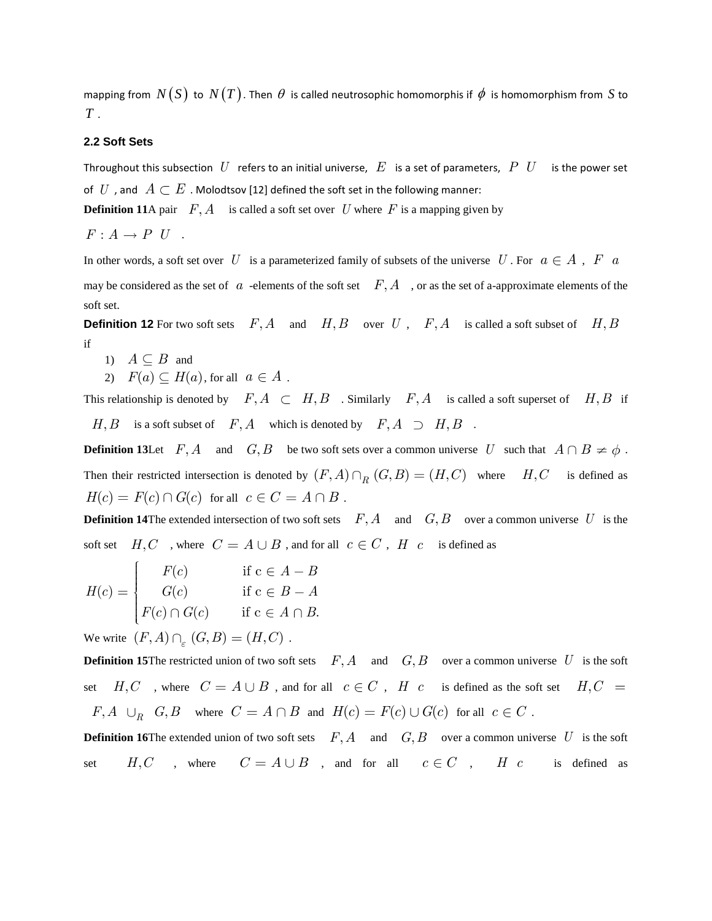mapping from $N(S)$ to $N(T)$. Then $\theta$ is called neutrosophic homomorphis if $\phi$ is homomorphism from $S$ to $T$.

### 2.2 Soft Sets

Throughout this subsection $U$ refers to an initial universe, $E$ is a set of parameters, $P\ U$ is the power set of $U$, and $A \subset E$. Molodtsov [12] defined the soft set in the following manner:

**Definition 11** A pair $F, A$ is called a soft set over $U$ where $F$ is a mapping given by

$F : A \rightarrow P\ U$ .

In other words, a soft set over $U$ is a parameterized family of subsets of the universe $U$. For $a \in A$, $F\ a$ may be considered as the set of $a$ -elements of the soft set $F, A$, or as the set of a-approximate elements of the soft set.

**Definition 12** For two soft sets $F, A$ and $H, B$ over $U$, $F, A$ is called a soft subset of $H, B$ if

1) $A \subseteq B$ and
2) $F(a) \subseteq H(a)$, for all $a \in A$.

This relationship is denoted by $F, A \subset H, B$. Similarly $F, A$ is called a soft superset of $H, B$ if $H, B$ is a soft subset of $F, A$ which is denoted by $F, A \supset H, B$.

**Definition 13** Let $F, A$ and $G, B$ be two soft sets over a common universe $U$ such that $A \cap B \neq \phi$. Then their restricted intersection is denoted by $(F, A) \cap_R (G, B) = (H, C)$ where $H, C$ is defined as $H(c) = F(c) \cap G(c)$ for all $c \in C = A \cap B$.

**Definition 14** The extended intersection of two soft sets $F, A$ and $G, B$ over a common universe $U$ is the soft set $H, C$, where $C = A \cup B$, and for all $c \in C$, $H\ c$ is defined as

$$H(c) = \begin{cases} F(c) & \text{if c} \in A - B \\ G(c) & \text{if c} \in B - A \\ F(c) \cap G(c) & \text{if c} \in A \cap B. \end{cases}$$

We write $(F, A) \cap_{\varepsilon} (G, B) = (H, C)$.

**Definition 15** The restricted union of two soft sets $F, A$ and $G, B$ over a common universe $U$ is the soft set $H, C$, where $C = A \cup B$, and for all $c \in C$, $H\ c$ is defined as the soft set $H, C = F, A \cup_R G, B$ where $C = A \cap B$ and $H(c) = F(c) \cup G(c)$ for all $c \in C$.

**Definition 16** The extended union of two soft sets $F, A$ and $G, B$ over a common universe $U$ is the soft set $H, C$, where $C = A \cup B$, and for all $c \in C$, $H\ c$ is defined as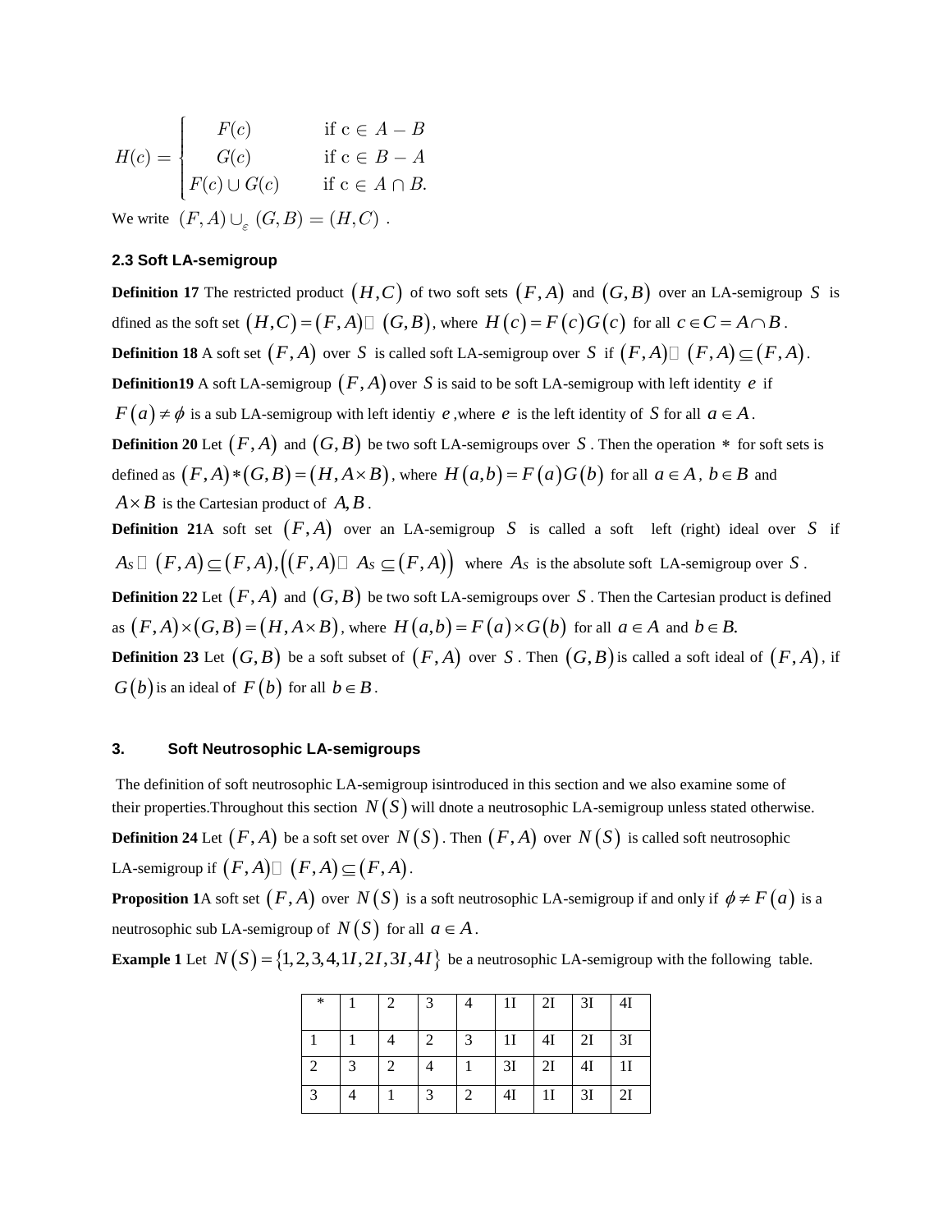$$H(c) = \begin{cases} F(c) & \text{if c} \in A - B \\ G(c) & \text{if c} \in B - A \\ F(c) \cup G(c) & \text{if c} \in A \cap B. \end{cases}$$

We write $(F, A) \cup_{\varepsilon} (G, B) = (H, C)$ .

### 2.3 Soft LA-semigroup

**Definition 17** The restricted product $(H,C)$ of two soft sets $(F,A)$ and $(G,B)$ over an LA-semigroup $S$ is dfined as the soft set $(H,C) = (F,A) \odot (G,B)$, where $H(c) = F(c)G(c)$ for all $c \in C = A \cap B$.

**Definition 18** A soft set $(F,A)$ over $S$ is called soft LA-semigroup over $S$ if $(F,A) \odot (F,A) \subseteq (F,A)$.

**Definition19** A soft LA-semigroup $(F,A)$ over $S$ is said to be soft LA-semigroup with left identity $e$ if $F(a) \neq \phi$ is a sub LA-semigroup with left identiy $e$ ,where $e$ is the left identity of $S$ for all $a \in A$.

**Definition 20** Let $(F,A)$ and $(G,B)$ be two soft LA-semigroups over $S$. Then the operation $*$ for soft sets is defined as $(F,A) * (G,B) = (H, A \times B)$, where $H(a,b) = F(a)G(b)$ for all $a \in A$, $b \in B$ and $A \times B$ is the Cartesian product of $A, B$.

**Definition 21**A soft set $(F,A)$ over an LA-semigroup $S$ is called a soft left (right) ideal over $S$ if $A_S \odot (F,A) \subseteq (F,A), ((F,A) \odot A_S \subseteq (F,A))$ where $A_S$ is the absolute soft LA-semigroup over $S$.

**Definition 22** Let $(F,A)$ and $(G,B)$ be two soft LA-semigroups over $S$. Then the Cartesian product is defined as $(F,A) \times (G,B) = (H, A \times B)$, where $H(a,b) = F(a) \times G(b)$ for all $a \in A$ and $b \in B.$

**Definition 23** Let $(G,B)$ be a soft subset of $(F,A)$ over $S$. Then $(G,B)$ is called a soft ideal of $(F,A)$, if $G(b)$ is an ideal of $F(b)$ for all $b \in B$.

## 3. Soft Neutrosophic LA-semigroups

The definition of soft neutrosophic LA-semigroup isintroduced in this section and we also examine some of their properties.Throughout this section $N(S)$ will dnote a neutrosophic LA-semigroup unless stated otherwise.

**Definition 24** Let $(F,A)$ be a soft set over $N(S)$. Then $(F,A)$ over $N(S)$ is called soft neutrosophic LA-semigroup if $(F,A) \odot (F,A) \subseteq (F,A)$.

**Proposition 1**A soft set $(F,A)$ over $N(S)$ is a soft neutrosophic LA-semigroup if and only if $\phi \neq F(a)$ is a neutrosophic sub LA-semigroup of $N(S)$ for all $a \in A$.

**Example 1** Let $N(S) = \{1,2,3,4,1I,2I,3I,4I\}$ be a neutrosophic LA-semigroup with the following table.

| * | 1 | 2 | 3 | 4 | 1I | 2I | 3I | 4I |
|---|---|---|---|---|---|---|---|---|
| 1 | 1 | 4 | 2 | 3 | 1I | 4I | 2I | 3I |
| 2 | 3 | 2 | 4 | 1 | 3I | 2I | 4I | 1I |
| 3 | 4 | 1 | 3 | 2 | 4I | 1I | 3I | 2I |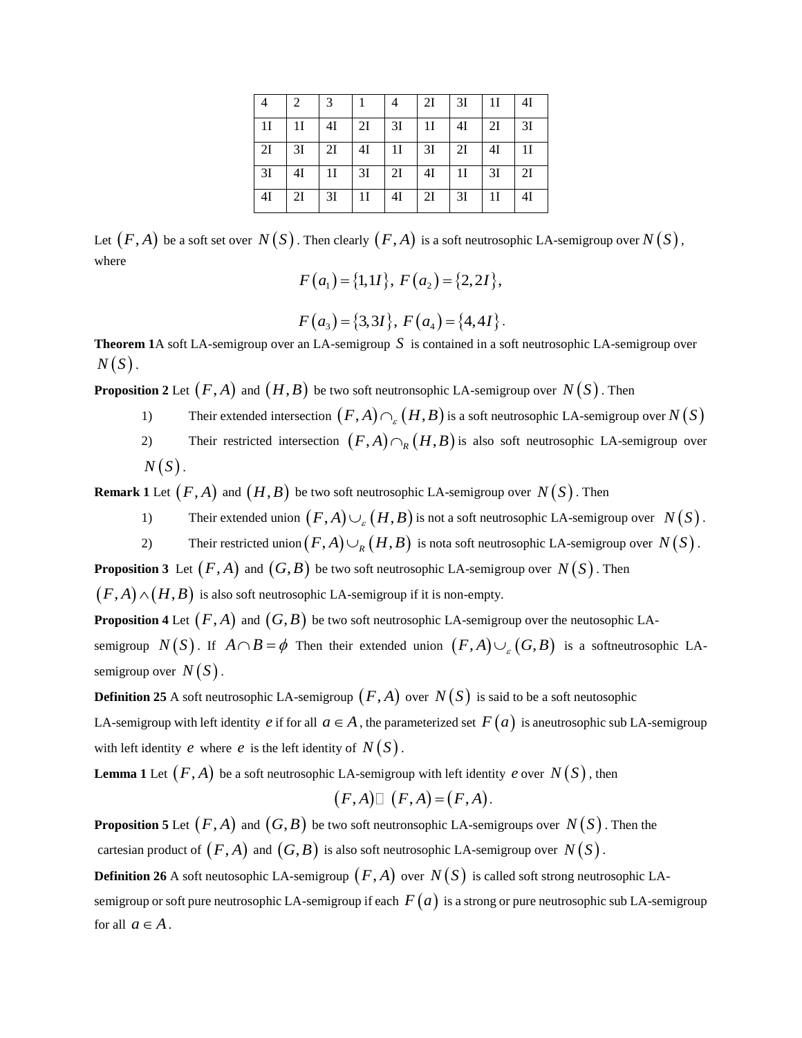| 4 | 2 | 3 | 1 | 4 | 2I | 3I | 1I | 4I |
|---|---|---|---|---|---|---|---|---|
| 1I | 1I | 4I | 2I | 3I | 1I | 4I | 2I | 3I |
| 2I | 3I | 2I | 4I | 1I | 3I | 2I | 4I | 1I |
| 3I | 4I | 1I | 3I | 2I | 4I | 1I | 3I | 2I |
| 4I | 2I | 3I | 1I | 4I | 2I | 3I | 1I | 4I |

Let $(F,A)$ be a soft set over $N(S)$. Then clearly $(F,A)$ is a soft neutrosophic LA-semigroup over $N(S)$, where

$$F(a_1)=\{1,1I\},\ F(a_2)=\{2,2I\},$$

$$F(a_3)=\{3,3I\},\ F(a_4)=\{4,4I\}.$$

**Theorem 1**A soft LA-semigroup over an LA-semigroup $S$ is contained in a soft neutrosophic LA-semigroup over $N(S)$.

**Proposition 2** Let $(F,A)$ and $(H,B)$ be two soft neutronsophic LA-semigroup over $N(S)$. Then

1) Their extended intersection $(F,A)\cap_{\varepsilon}(H,B)$ is a soft neutrosophic LA-semigroup over $N(S)$
2) Their restricted intersection $(F,A)\cap_{R}(H,B)$ is also soft neutrosophic LA-semigroup over $N(S)$.

**Remark 1** Let $(F,A)$ and $(H,B)$ be two soft neutrosophic LA-semigroup over $N(S)$. Then

1) Their extended union $(F,A)\cup_{\varepsilon}(H,B)$ is not a soft neutrosophic LA-semigroup over $N(S)$.
2) Their restricted union $(F,A)\cup_{R}(H,B)$ is nota soft neutrosophic LA-semigroup over $N(S)$.

**Proposition 3** Let $(F,A)$ and $(G,B)$ be two soft neutrosophic LA-semigroup over $N(S)$. Then $(F,A)\wedge(H,B)$ is also soft neutrosophic LA-semigroup if it is non-empty.

**Proposition 4** Let $(F,A)$ and $(G,B)$ be two soft neutrosophic LA-semigroup over the neutosophic LA-semigroup $N(S)$. If $A\cap B=\phi$ Then their extended union $(F,A)\cup_{\varepsilon}(G,B)$ is a softneutrosophic LA-semigroup over $N(S)$.

**Definition 25** A soft neutrosophic LA-semigroup $(F,A)$ over $N(S)$ is said to be a soft neutosophic LA-semigroup with left identity $e$ if for all $a\in A$, the parameterized set $F(a)$ is aneutrosophic sub LA-semigroup with left identity $e$ where $e$ is the left identity of $N(S)$.

**Lemma 1** Let $(F,A)$ be a soft neutrosophic LA-semigroup with left identity $e$ over $N(S)$, then

$$(F,A)\square\ (F,A)=(F,A).$$

**Proposition 5** Let $(F,A)$ and $(G,B)$ be two soft neutronsophic LA-semigroups over $N(S)$. Then the cartesian product of $(F,A)$ and $(G,B)$ is also soft neutrosophic LA-semigroup over $N(S)$.

**Definition 26** A soft neutosophic LA-semigroup $(F,A)$ over $N(S)$ is called soft strong neutrosophic LA-semigroup or soft pure neutrosophic LA-semigroup if each $F(a)$ is a strong or pure neutrosophic sub LA-semigroup for all $a\in A$.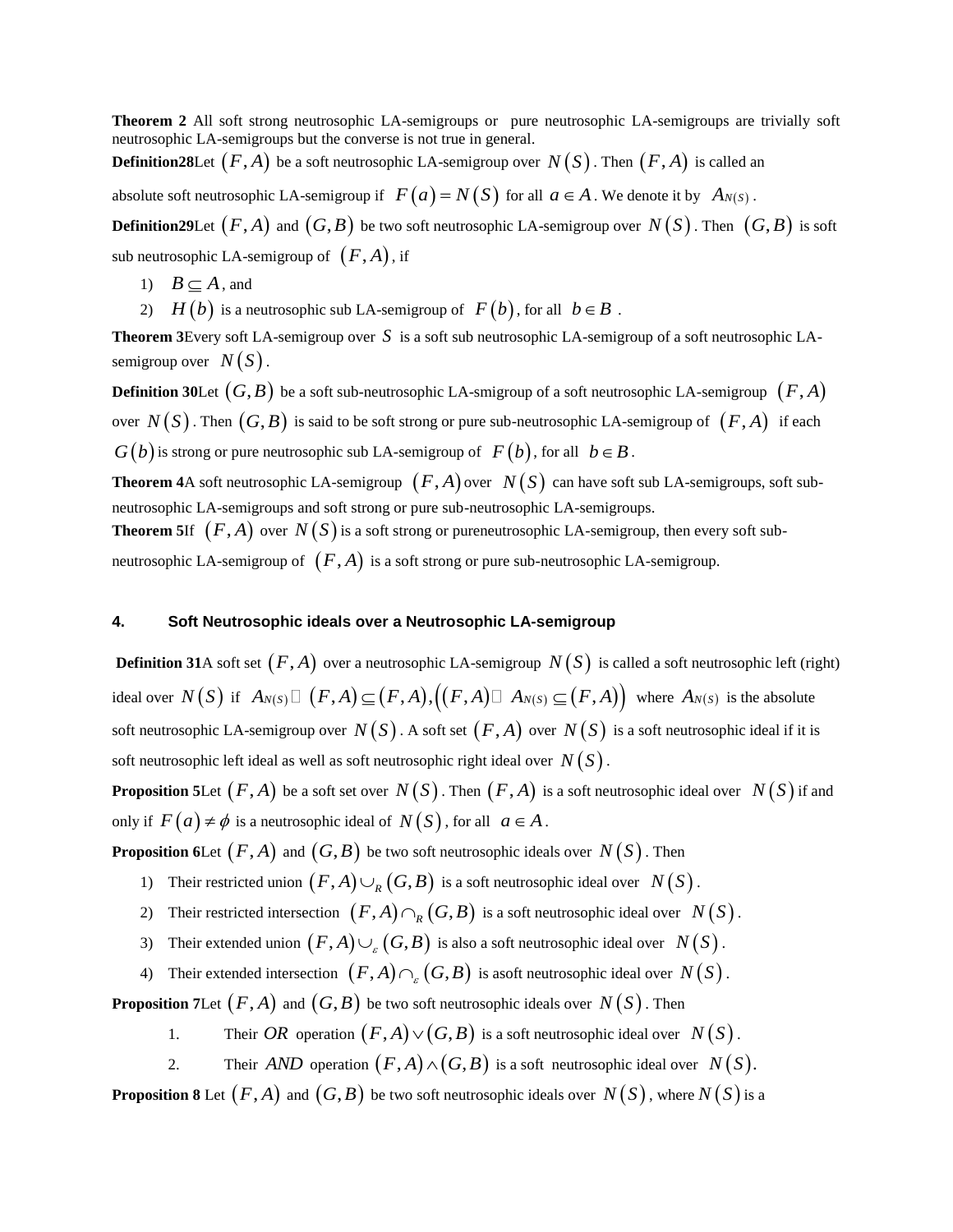**Theorem 2** All soft strong neutrosophic LA-semigroups or pure neutrosophic LA-semigroups are trivially soft neutrosophic LA-semigroups but the converse is not true in general.

**Definition28**Let $(F, A)$ be a soft neutrosophic LA-semigroup over $N(S)$. Then $(F, A)$ is called an absolute soft neutrosophic LA-semigroup if $F(a) = N(S)$ for all $a \in A$. We denote it by $A_{N(S)}$.

**Definition29**Let $(F, A)$ and $(G, B)$ be two soft neutrosophic LA-semigroup over $N(S)$. Then $(G, B)$ is soft sub neutrosophic LA-semigroup of $(F, A)$, if

1) $B \subseteq A$, and
2) $H(b)$ is a neutrosophic sub LA-semigroup of $F(b)$, for all $b \in B$.

**Theorem 3**Every soft LA-semigroup over $S$ is a soft sub neutrosophic LA-semigroup of a soft neutrosophic LA-semigroup over $N(S)$.

**Definition 30**Let $(G, B)$ be a soft sub-neutrosophic LA-smigroup of a soft neutrosophic LA-semigroup $(F, A)$ over $N(S)$. Then $(G, B)$ is said to be soft strong or pure sub-neutrosophic LA-semigroup of $(F, A)$ if each $G(b)$ is strong or pure neutrosophic sub LA-semigroup of $F(b)$, for all $b \in B$.

**Theorem 4**A soft neutrosophic LA-semigroup $(F, A)$ over $N(S)$ can have soft sub LA-semigroups, soft sub-neutrosophic LA-semigroups and soft strong or pure sub-neutrosophic LA-semigroups.

**Theorem 5**If $(F, A)$ over $N(S)$ is a soft strong or pureneutrosophic LA-semigroup, then every soft sub-neutrosophic LA-semigroup of $(F, A)$ is a soft strong or pure sub-neutrosophic LA-semigroup.

## 4. Soft Neutrosophic ideals over a Neutrosophic LA-semigroup

**Definition 31**A soft set $(F, A)$ over a neutrosophic LA-semigroup $N(S)$ is called a soft neutrosophic left (right) ideal over $N(S)$ if $A_{N(S)} \square (F, A) \subseteq (F, A), ((F, A) \square A_{N(S)} \subseteq (F, A))$ where $A_{N(S)}$ is the absolute soft neutrosophic LA-semigroup over $N(S)$. A soft set $(F, A)$ over $N(S)$ is a soft neutrosophic ideal if it is soft neutrosophic left ideal as well as soft neutrosophic right ideal over $N(S)$.

**Proposition 5**Let $(F, A)$ be a soft set over $N(S)$. Then $(F, A)$ is a soft neutrosophic ideal over $N(S)$ if and only if $F(a) \neq \phi$ is a neutrosophic ideal of $N(S)$, for all $a \in A$.

**Proposition 6**Let $(F, A)$ and $(G, B)$ be two soft neutrosophic ideals over $N(S)$. Then

1) Their restricted union $(F, A) \cup_R (G, B)$ is a soft neutrosophic ideal over $N(S)$.
2) Their restricted intersection $(F, A) \cap_R (G, B)$ is a soft neutrosophic ideal over $N(S)$.
3) Their extended union $(F, A) \cup_\varepsilon (G, B)$ is also a soft neutrosophic ideal over $N(S)$.
4) Their extended intersection $(F, A) \cap_\varepsilon (G, B)$ is asoft neutrosophic ideal over $N(S)$.

**Proposition 7**Let $(F, A)$ and $(G, B)$ be two soft neutrosophic ideals over $N(S)$. Then

1. Their $OR$ operation $(F, A) \vee (G, B)$ is a soft neutrosophic ideal over $N(S)$.
2. Their $AND$ operation $(F, A) \wedge (G, B)$ is a soft neutrosophic ideal over $N(S)$.

**Proposition 8** Let $(F, A)$ and $(G, B)$ be two soft neutrosophic ideals over $N(S)$, where $N(S)$ is a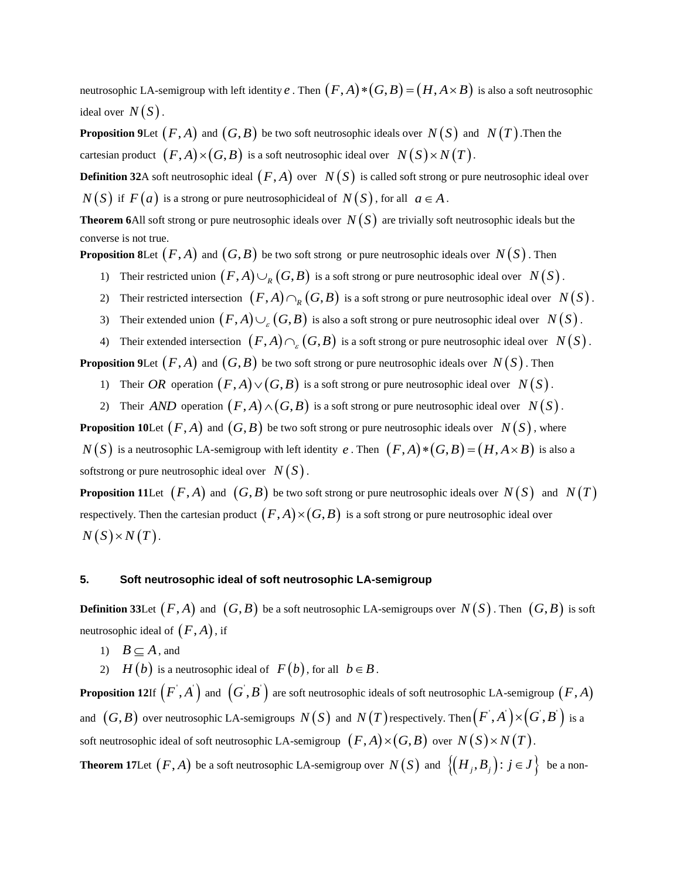neutrosophic LA-semigroup with left identity $e$. Then $(F,A)*(G,B)=(H,A\times B)$ is also a soft neutrosophic ideal over $N(S)$.

**Proposition 9** Let $(F,A)$ and $(G,B)$ be two soft neutrosophic ideals over $N(S)$ and $N(T)$. Then the cartesian product $(F,A)\times(G,B)$ is a soft neutrosophic ideal over $N(S)\times N(T)$.

**Definition 32** A soft neutrosophic ideal $(F,A)$ over $N(S)$ is called soft strong or pure neutrosophic ideal over $N(S)$ if $F(a)$ is a strong or pure neutrosophicideal of $N(S)$, for all $a\in A$.

**Theorem 6** All soft strong or pure neutrosophic ideals over $N(S)$ are trivially soft neutrosophic ideals but the converse is not true.

**Proposition 8** Let $(F,A)$ and $(G,B)$ be two soft strong or pure neutrosophic ideals over $N(S)$. Then

1) Their restricted union $(F,A)\cup_R(G,B)$ is a soft strong or pure neutrosophic ideal over $N(S)$.
2) Their restricted intersection $(F,A)\cap_R(G,B)$ is a soft strong or pure neutrosophic ideal over $N(S)$.
3) Their extended union $(F,A)\cup_\varepsilon(G,B)$ is also a soft strong or pure neutrosophic ideal over $N(S)$.
4) Their extended intersection $(F,A)\cap_\varepsilon(G,B)$ is a soft strong or pure neutrosophic ideal over $N(S)$.

**Proposition 9** Let $(F,A)$ and $(G,B)$ be two soft strong or pure neutrosophic ideals over $N(S)$. Then

1) Their $OR$ operation $(F,A)\vee(G,B)$ is a soft strong or pure neutrosophic ideal over $N(S)$.
2) Their $AND$ operation $(F,A)\wedge(G,B)$ is a soft strong or pure neutrosophic ideal over $N(S)$.

**Proposition 10** Let $(F,A)$ and $(G,B)$ be two soft strong or pure neutrosophic ideals over $N(S)$, where $N(S)$ is a neutrosophic LA-semigroup with left identity $e$. Then $(F,A)*(G,B)=(H,A\times B)$ is also a softstrong or pure neutrosophic ideal over $N(S)$.

**Proposition 11** Let $(F,A)$ and $(G,B)$ be two soft strong or pure neutrosophic ideals over $N(S)$ and $N(T)$ respectively. Then the cartesian product $(F,A)\times(G,B)$ is a soft strong or pure neutrosophic ideal over $N(S)\times N(T)$.

## 5. Soft neutrosophic ideal of soft neutrosophic LA-semigroup

**Definition 33** Let $(F,A)$ and $(G,B)$ be a soft neutrosophic LA-semigroups over $N(S)$. Then $(G,B)$ is soft neutrosophic ideal of $(F,A)$, if

1) $B\subseteq A$, and
2) $H(b)$ is a neutrosophic ideal of $F(b)$, for all $b\in B$.

**Proposition 12** If $(F',A')$ and $(G',B')$ are soft neutrosophic ideals of soft neutrosophic LA-semigroup $(F,A)$ and $(G,B)$ over neutrosophic LA-semigroups $N(S)$ and $N(T)$ respectively. Then $(F',A')\times(G',B')$ is a soft neutrosophic ideal of soft neutrosophic LA-semigroup $(F,A)\times(G,B)$ over $N(S)\times N(T)$.

**Theorem 17** Let $(F,A)$ be a soft neutrosophic LA-semigroup over $N(S)$ and $\{(H_j,B_j): j\in J\}$ be a non-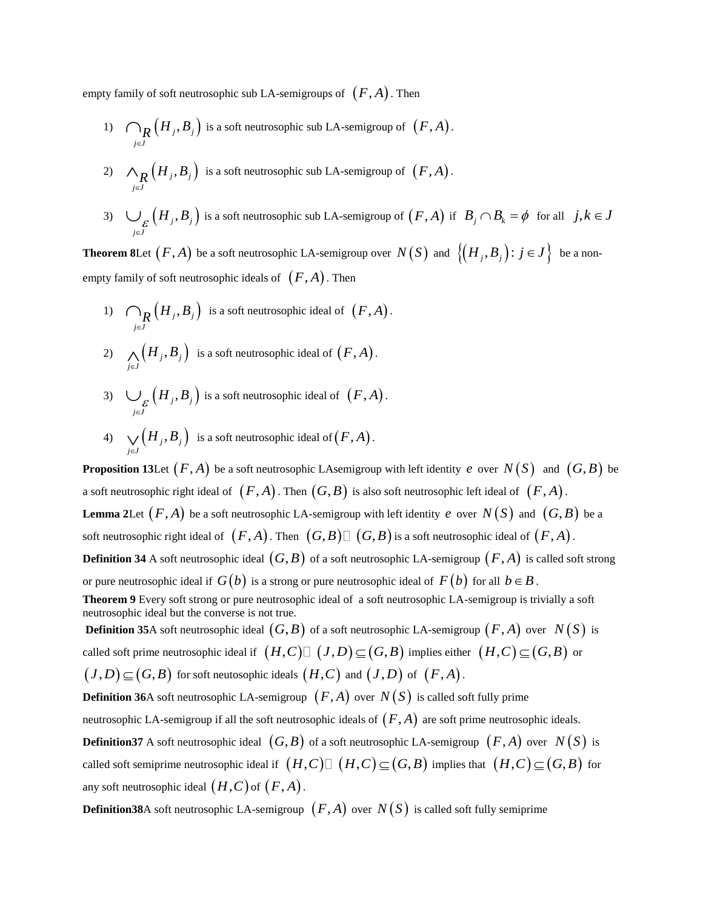empty family of soft neutrosophic sub LA-semigroups of $(F, A)$. Then

1) $\bigcap_{R_{j\in J}} (H_j, B_j)$ is a soft neutrosophic sub LA-semigroup of $(F, A)$.

2) $\wedge_{R_{j\in J}} (H_j, B_j)$ is a soft neutrosophic sub LA-semigroup of $(F, A)$.

3) $\bigcup_{\varepsilon_{j\in J}} (H_j, B_j)$ is a soft neutrosophic sub LA-semigroup of $(F, A)$ if $B_j \cap B_k = \phi$ for all $j, k \in J$

**Theorem 8**Let $(F, A)$ be a soft neutrosophic LA-semigroup over $N(S)$ and $\{(H_j, B_j) : j \in J\}$ be a non-empty family of soft neutrosophic ideals of $(F, A)$. Then

1) $\bigcap_{R_{j\in J}} (H_j, B_j)$ is a soft neutrosophic ideal of $(F, A)$.

2) $\bigwedge_{j\in J} (H_j, B_j)$ is a soft neutrosophic ideal of $(F, A)$.

3) $\bigcup_{\varepsilon_{j\in J}} (H_j, B_j)$ is a soft neutrosophic ideal of $(F, A)$.

4) $\bigvee_{j\in J} (H_j, B_j)$ is a soft neutrosophic ideal of $(F, A)$.

**Proposition 13**Let $(F, A)$ be a soft neutrosophic LAsemigroup with left identity $e$ over $N(S)$ and $(G, B)$ be a soft neutrosophic right ideal of $(F, A)$. Then $(G, B)$ is also soft neutrosophic left ideal of $(F, A)$.

**Lemma 2**Let $(F, A)$ be a soft neutrosophic LA-semigroup with left identity $e$ over $N(S)$ and $(G, B)$ be a soft neutrosophic right ideal of $(F, A)$. Then $(G, B) \square (G, B)$ is a soft neutrosophic ideal of $(F, A)$.

**Definition 34** A soft neutrosophic ideal $(G, B)$ of a soft neutrosophic LA-semigroup $(F, A)$ is called soft strong or pure neutrosophic ideal if $G(b)$ is a strong or pure neutrosophic ideal of $F(b)$ for all $b \in B$.

**Theorem 9** Every soft strong or pure neutrosophic ideal of a soft neutrosophic LA-semigroup is trivially a soft neutrosophic ideal but the converse is not true.

**Definition 35**A soft neutrosophic ideal $(G, B)$ of a soft neutrosophic LA-semigroup $(F, A)$ over $N(S)$ is called soft prime neutrosophic ideal if $(H, C) \square (J, D) \subseteq (G, B)$ implies either $(H, C) \subseteq (G, B)$ or $(J, D) \subseteq (G, B)$ for soft neutosophic ideals $(H, C)$ and $(J, D)$ of $(F, A)$.

**Definition 36**A soft neutrosophic LA-semigroup $(F, A)$ over $N(S)$ is called soft fully prime neutrosophic LA-semigroup if all the soft neutrosophic ideals of $(F, A)$ are soft prime neutrosophic ideals.

**Definition37** A soft neutrosophic ideal $(G, B)$ of a soft neutrosophic LA-semigroup $(F, A)$ over $N(S)$ is called soft semiprime neutrosophic ideal if $(H, C) \square (H, C) \subseteq (G, B)$ implies that $(H, C) \subseteq (G, B)$ for any soft neutrosophic ideal $(H, C)$ of $(F, A)$.

**Definition38**A soft neutrosophic LA-semigroup $(F, A)$ over $N(S)$ is called soft fully semiprime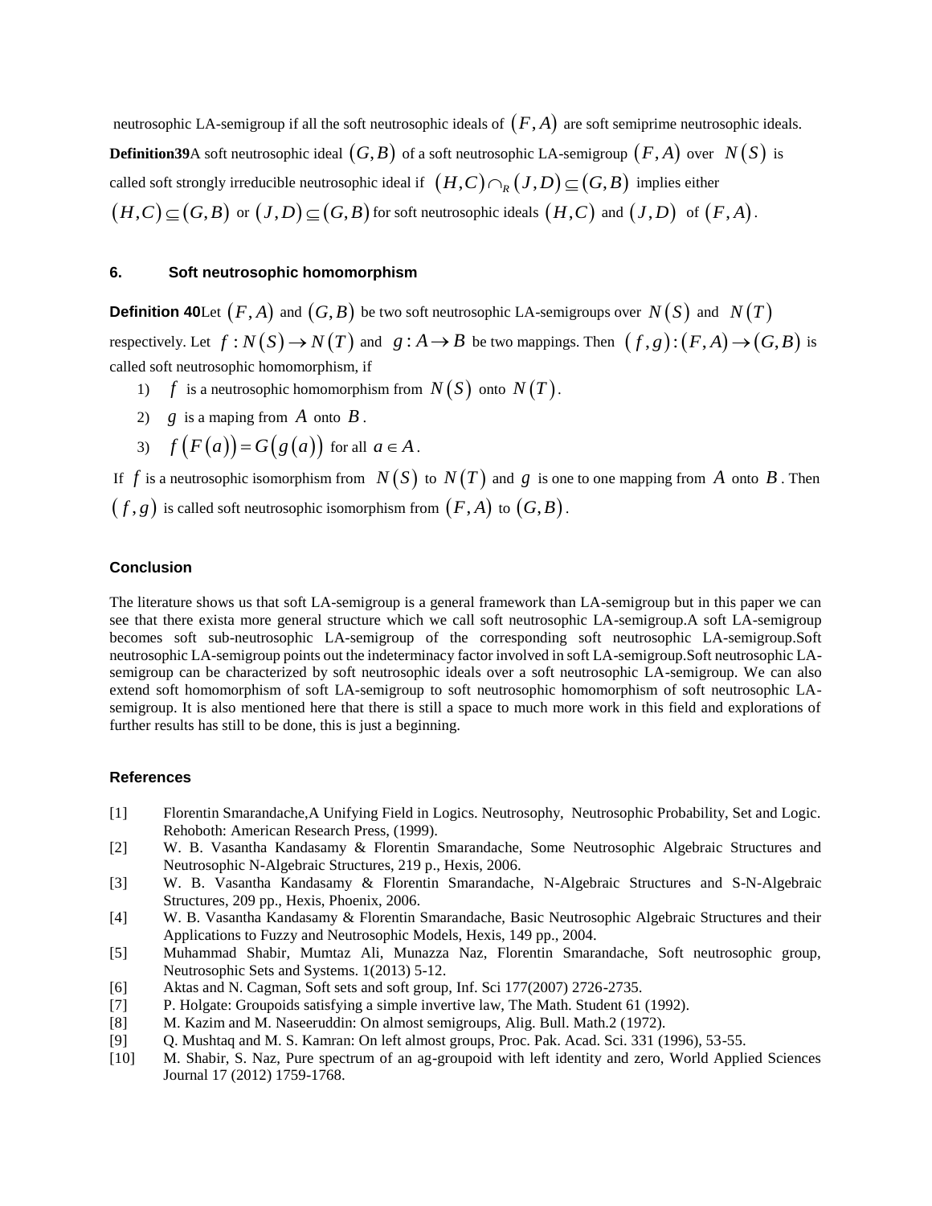neutrosophic LA-semigroup if all the soft neutrosophic ideals of $(F,A)$ are soft semiprime neutrosophic ideals.

**Definition39**A soft neutrosophic ideal $(G,B)$ of a soft neutrosophic LA-semigroup $(F,A)$ over $N(S)$ is called soft strongly irreducible neutrosophic ideal if $(H,C)\cap_R(J,D)\subseteq(G,B)$ implies either $(H,C)\subseteq(G,B)$ or $(J,D)\subseteq(G,B)$ for soft neutrosophic ideals $(H,C)$ and $(J,D)$ of $(F,A)$.

## 6. Soft neutrosophic homomorphism

**Definition 40**Let $(F,A)$ and $(G,B)$ be two soft neutrosophic LA-semigroups over $N(S)$ and $N(T)$ respectively. Let $f:N(S)\to N(T)$ and $g:A\to B$ be two mappings. Then $(f,g):(F,A)\to(G,B)$ is called soft neutrosophic homomorphism, if

1) $f$ is a neutrosophic homomorphism from $N(S)$ onto $N(T)$.
2) $g$ is a maping from $A$ onto $B$.
3) $f(F(a))=G(g(a))$ for all $a\in A$.

If $f$ is a neutrosophic isomorphism from $N(S)$ to $N(T)$ and $g$ is one to one mapping from $A$ onto $B$. Then $(f,g)$ is called soft neutrosophic isomorphism from $(F,A)$ to $(G,B)$.

## Conclusion

The literature shows us that soft LA-semigroup is a general framework than LA-semigroup but in this paper we can see that there exista more general structure which we call soft neutrosophic LA-semigroup.A soft LA-semigroup becomes soft sub-neutrosophic LA-semigroup of the corresponding soft neutrosophic LA-semigroup.Soft neutrosophic LA-semigroup points out the indeterminacy factor involved in soft LA-semigroup.Soft neutrosophic LA-semigroup can be characterized by soft neutrosophic ideals over a soft neutrosophic LA-semigroup. We can also extend soft homomorphism of soft LA-semigroup to soft neutrosophic homomorphism of soft neutrosophic LA-semigroup. It is also mentioned here that there is still a space to much more work in this field and explorations of further results has still to be done, this is just a beginning.

## References

[1] Florentin Smarandache,A Unifying Field in Logics. Neutrosophy, Neutrosophic Probability, Set and Logic. Rehoboth: American Research Press, (1999).

[2] W. B. Vasantha Kandasamy & Florentin Smarandache, Some Neutrosophic Algebraic Structures and Neutrosophic N-Algebraic Structures, 219 p., Hexis, 2006.

[3] W. B. Vasantha Kandasamy & Florentin Smarandache, N-Algebraic Structures and S-N-Algebraic Structures, 209 pp., Hexis, Phoenix, 2006.

[4] W. B. Vasantha Kandasamy & Florentin Smarandache, Basic Neutrosophic Algebraic Structures and their Applications to Fuzzy and Neutrosophic Models, Hexis, 149 pp., 2004.

[5] Muhammad Shabir, Mumtaz Ali, Munazza Naz, Florentin Smarandache, Soft neutrosophic group, Neutrosophic Sets and Systems. 1(2013) 5-12.

[6] Aktas and N. Cagman, Soft sets and soft group, Inf. Sci 177(2007) 2726-2735.

[7] P. Holgate: Groupoids satisfying a simple invertive law, The Math. Student 61 (1992).

[8] M. Kazim and M. Naseeruddin: On almost semigroups, Alig. Bull. Math.2 (1972).

[9] Q. Mushtaq and M. S. Kamran: On left almost groups, Proc. Pak. Acad. Sci. 331 (1996), 53-55.

[10] M. Shabir, S. Naz, Pure spectrum of an ag-groupoid with left identity and zero, World Applied Sciences Journal 17 (2012) 1759-1768.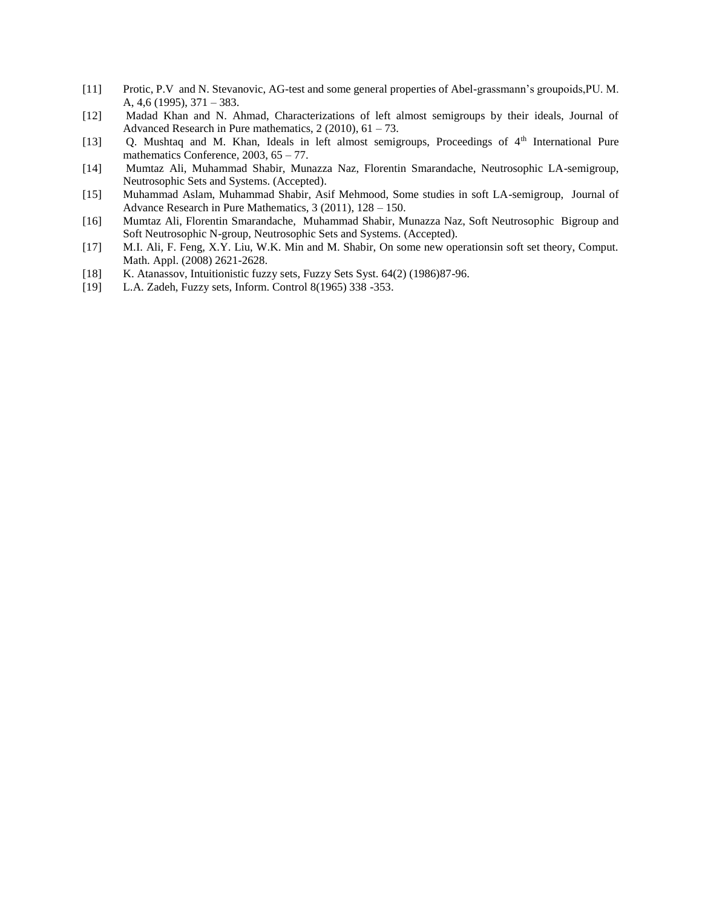[11] Protic, P.V and N. Stevanovic, AG-test and some general properties of Abel-grassmann's groupoids,PU. M. A, 4,6 (1995), 371 – 383.

[12] Madad Khan and N. Ahmad, Characterizations of left almost semigroups by their ideals, Journal of Advanced Research in Pure mathematics, 2 (2010), 61 – 73.

[13] Q. Mushtaq and M. Khan, Ideals in left almost semigroups, Proceedings of 4th International Pure mathematics Conference, 2003, 65 – 77.

[14] Mumtaz Ali, Muhammad Shabir, Munazza Naz, Florentin Smarandache, Neutrosophic LA-semigroup, Neutrosophic Sets and Systems. (Accepted).

[15] Muhammad Aslam, Muhammad Shabir, Asif Mehmood, Some studies in soft LA-semigroup, Journal of Advance Research in Pure Mathematics, 3 (2011), 128 – 150.

[16] Mumtaz Ali, Florentin Smarandache, Muhammad Shabir, Munazza Naz, Soft Neutrosophic Bigroup and Soft Neutrosophic N-group, Neutrosophic Sets and Systems. (Accepted).

[17] M.I. Ali, F. Feng, X.Y. Liu, W.K. Min and M. Shabir, On some new operationsin soft set theory, Comput. Math. Appl. (2008) 2621-2628.

[18] K. Atanassov, Intuitionistic fuzzy sets, Fuzzy Sets Syst. 64(2) (1986)87-96.

[19] L.A. Zadeh, Fuzzy sets, Inform. Control 8(1965) 338 -353.